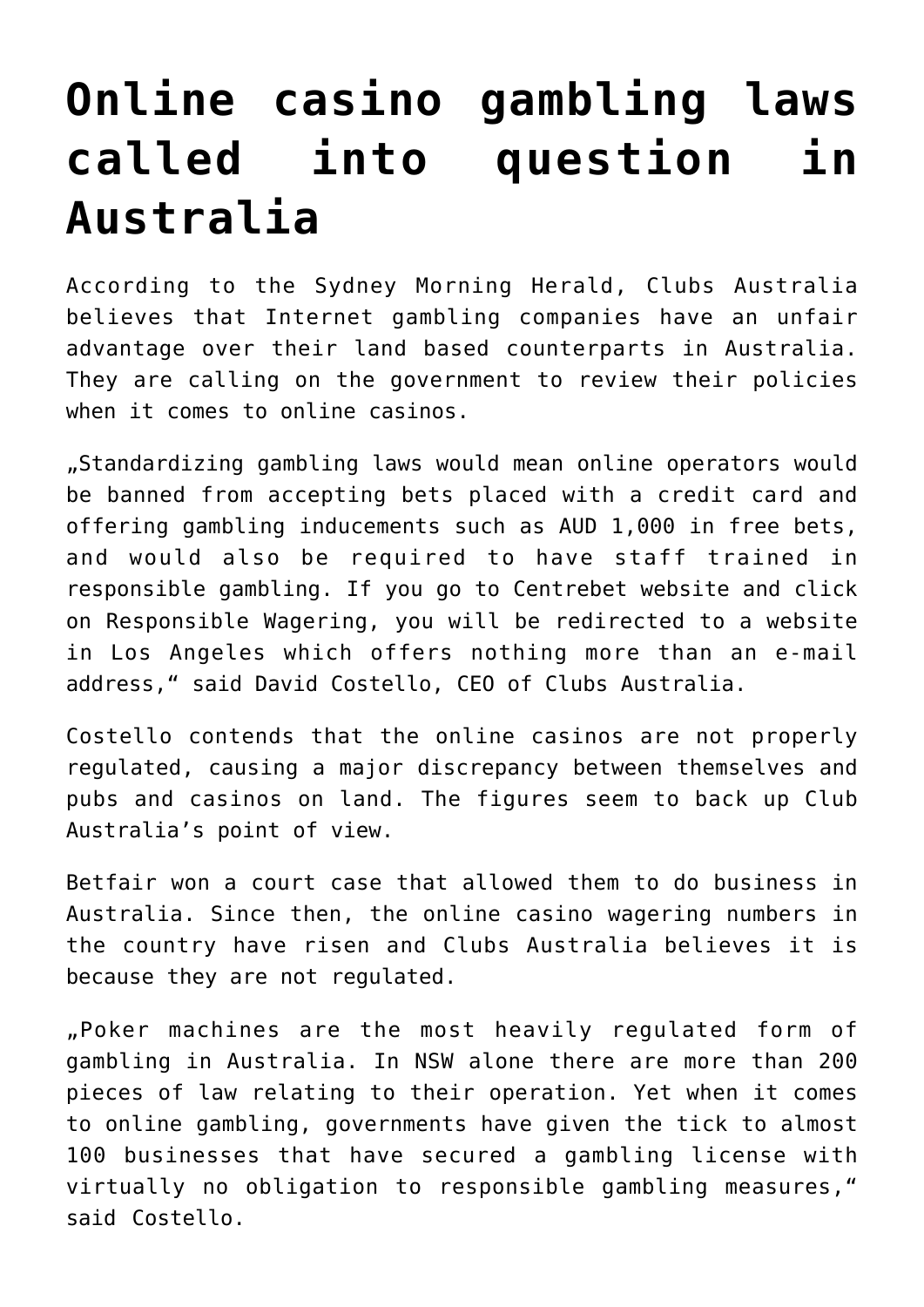# Online casino gambling laws called into question in Australia

According to the Sydney Morning Herald, Clubs Australia believes that Internet gambling companies have an unfair advantage over their land based counterparts in Australia. They are calling on the government to review their policies when it comes to online casinos.

„Standardizing gambling laws would mean online operators would be banned from accepting bets placed with a credit card and offering gambling inducements such as AUD 1,000 in free bets, and would also be required to have staff trained in responsible gambling. If you go to Centrebet website and click on Responsible Wagering, you will be redirected to a website in Los Angeles which offers nothing more than an e-mail address," said David Costello, CEO of Clubs Australia.

Costello contends that the online casinos are not properly regulated, causing a major discrepancy between themselves and pubs and casinos on land. The figures seem to back up Club Australia's point of view.

Betfair won a court case that allowed them to do business in Australia. Since then, the online casino wagering numbers in the country have risen and Clubs Australia believes it is because they are not regulated.

„Poker machines are the most heavily regulated form of gambling in Australia. In NSW alone there are more than 200 pieces of law relating to their operation. Yet when it comes to online gambling, governments have given the tick to almost 100 businesses that have secured a gambling license with virtually no obligation to responsible gambling measures," said Costello.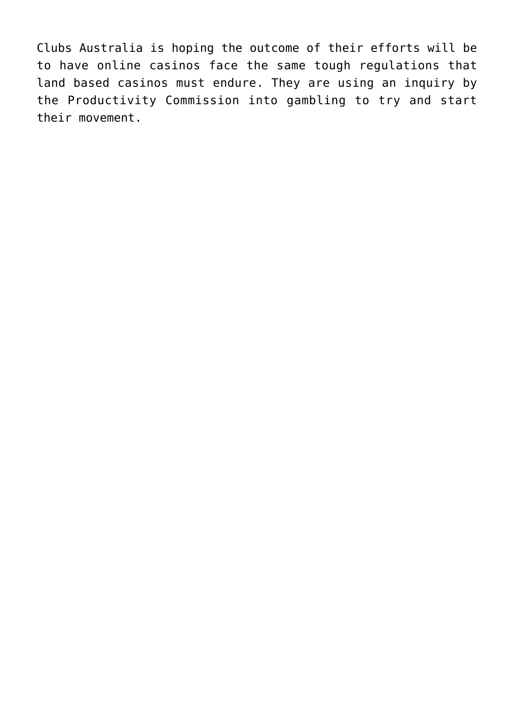Clubs Australia is hoping the outcome of their efforts will be to have online casinos face the same tough regulations that land based casinos must endure. They are using an inquiry by the Productivity Commission into gambling to try and start their movement.